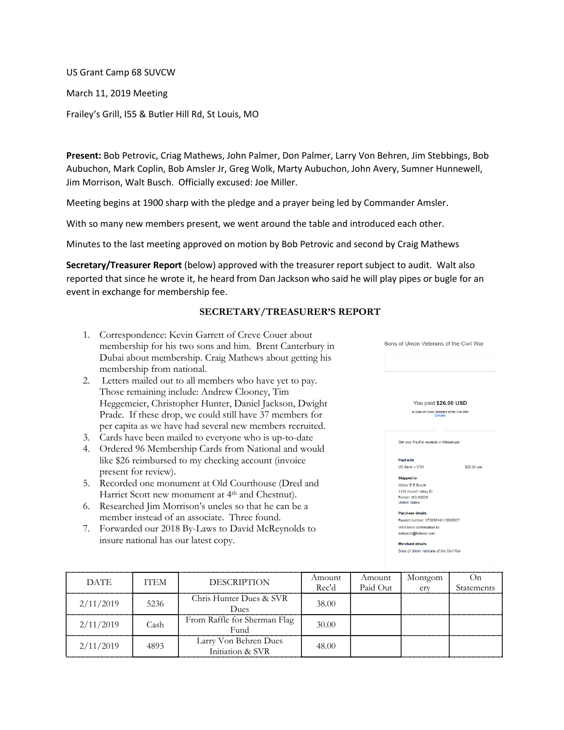US Grant Camp 68 SUVCW

March 11, 2019 Meeting

Frailey's Grill, I55 & Butler Hill Rd, St Louis, MO

**Present:** Bob Petrovic, Criag Mathews, John Palmer, Don Palmer, Larry Von Behren, Jim Stebbings, Bob Aubuchon, Mark Coplin, Bob Amsler Jr, Greg Wolk, Marty Aubuchon, John Avery, Sumner Hunnewell, Jim Morrison, Walt Busch. Officially excused: Joe Miller.

Meeting begins at 1900 sharp with the pledge and a prayer being led by Commander Amsler.

With so many new members present, we went around the table and introduced each other.

Minutes to the last meeting approved on motion by Bob Petrovic and second by Craig Mathews

**Secretary/Treasurer Report** (below) approved with the treasurer report subject to audit. Walt also reported that since he wrote it, he heard from Dan Jackson who said he will play pipes or bugle for an event in exchange for membership fee.

## SECRETARY/TREASURER'S REPORT

1. Correspondence: Kevin Garrett of Creve Couer about membership for his two sons and him. Brent Canterbury in Dubai about membership. Craig Mathews about getting his membership from national.
2. Letters mailed out to all members who have yet to pay. Those remaining include: Andrew Clooney, Tim Heggemeier, Christopher Hunter, Daniel Jackson, Dwight Prade. If these drop, we could still have 37 members for per capita as we have had several new members recruited.
3. Cards have been mailed to everyone who is up-to-date
4. Ordered 96 Membership Cards from National and would like $26 reimbursed to my checking account (invoice present for review).
5. Recorded one monument at Old Courthouse (Dred and Harriet Scott new monument at 4th and Chestnut).
6. Researched Jim Morrison's uncles so that he can be a member instead of an associate. Three found.
7. Forwarded our 2018 By-Laws to David McReynolds to insure national has our latest copy.

Sons of Union Veterans of the Civil War

You paid **$26.00 USD**

to Sons of Union Veterans of the Civil War
Details

Get your PayPal receipts in Messenger

**Paid with**
US Bank x-1795 $26.00 USD

**Shipped to**
Walter E E Busch
1240 Konert Valley Dr
Fenton, MO 63026
United States

**Purchase details**
Receipt number: 97366894XV0860027
We'll send confirmation to:
webusch@hotmail.com

**Merchant details**
Sons of Union Veterans of the Civil War

| DATE | ITEM | DESCRIPTION | Amount Rec'd | Amount Paid Out | Montgomery | On Statements |
|---|---|---|---|---|---|---|
| 2/11/2019 | 5236 | Chris Hunter Dues & SVR Dues | 38.00 | | | |
| 2/11/2019 | Cash | From Raffle for Sherman Flag Fund | 30.00 | | | |
| 2/11/2019 | 4893 | Larry Von Behren Dues Initiation & SVR | 48.00 | | | |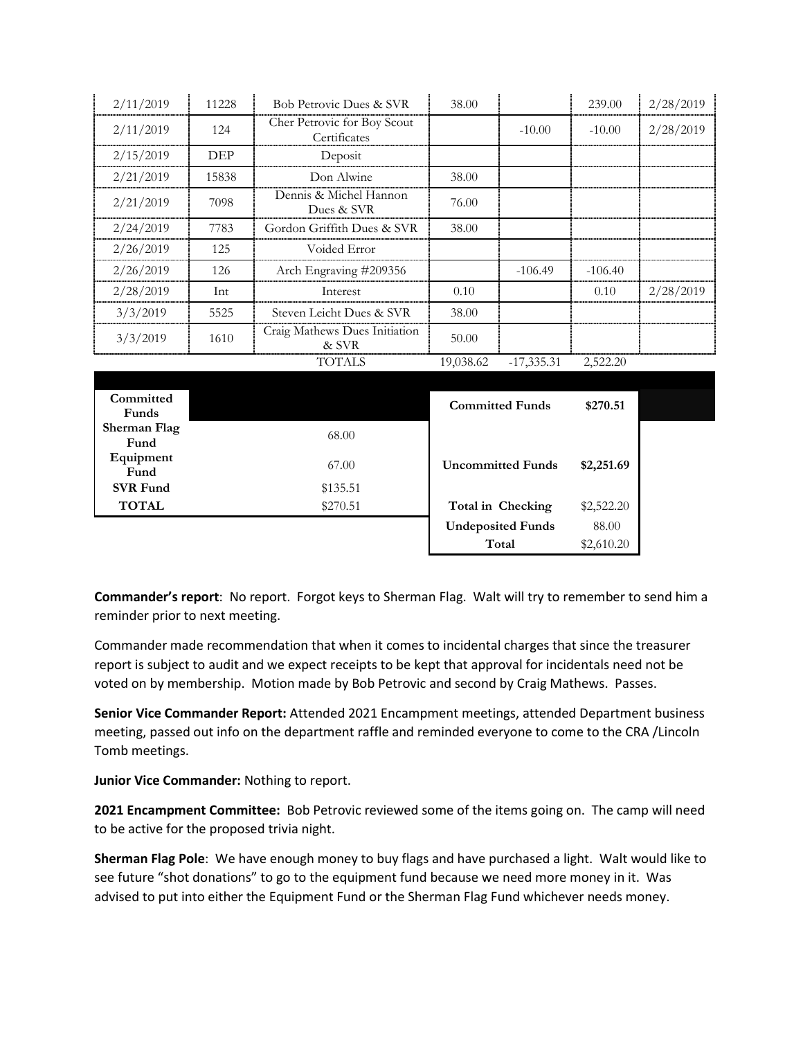| | | | | | | |
|---|---|---|---|---|---|---|
| 2/11/2019 | 11228 | Bob Petrovic Dues & SVR | 38.00 | | 239.00 | 2/28/2019 |
| 2/11/2019 | 124 | Cher Petrovic for Boy Scout Certificates | | -10.00 | -10.00 | 2/28/2019 |
| 2/15/2019 | DEP | Deposit | | | | |
| 2/21/2019 | 15838 | Don Alwine | 38.00 | | | |
| 2/21/2019 | 7098 | Dennis & Michel Hannon Dues & SVR | 76.00 | | | |
| 2/24/2019 | 7783 | Gordon Griffith Dues & SVR | 38.00 | | | |
| 2/26/2019 | 125 | Voided Error | | | | |
| 2/26/2019 | 126 | Arch Engraving #209356 | | -106.49 | -106.40 | |
| 2/28/2019 | Int | Interest | 0.10 | | 0.10 | 2/28/2019 |
| 3/3/2019 | 5525 | Steven Leicht Dues & SVR | 38.00 | | | |
| 3/3/2019 | 1610 | Craig Mathews Dues Initiation & SVR | 50.00 | | | |
| | | TOTALS | 19,038.62 | -17,335.31 | 2,522.20 | |

| Committed Funds | |
|---|---|
| Sherman Flag Fund | 68.00 |
| Equipment Fund | 67.00 |
| SVR Fund | $135.51 |
| TOTAL | $270.51 |

| | |
|---|---|
| Committed Funds | $270.51 |
| Uncommitted Funds | $2,251.69 |
| Total in Checking | $2,522.20 |
| Undeposited Funds | 88.00 |
| Total | $2,610.20 |

**Commander's report**: No report. Forgot keys to Sherman Flag. Walt will try to remember to send him a reminder prior to next meeting.

Commander made recommendation that when it comes to incidental charges that since the treasurer report is subject to audit and we expect receipts to be kept that approval for incidentals need not be voted on by membership. Motion made by Bob Petrovic and second by Craig Mathews. Passes.

**Senior Vice Commander Report:** Attended 2021 Encampment meetings, attended Department business meeting, passed out info on the department raffle and reminded everyone to come to the CRA /Lincoln Tomb meetings.

**Junior Vice Commander:** Nothing to report.

**2021 Encampment Committee:** Bob Petrovic reviewed some of the items going on. The camp will need to be active for the proposed trivia night.

**Sherman Flag Pole**: We have enough money to buy flags and have purchased a light. Walt would like to see future "shot donations" to go to the equipment fund because we need more money in it. Was advised to put into either the Equipment Fund or the Sherman Flag Fund whichever needs money.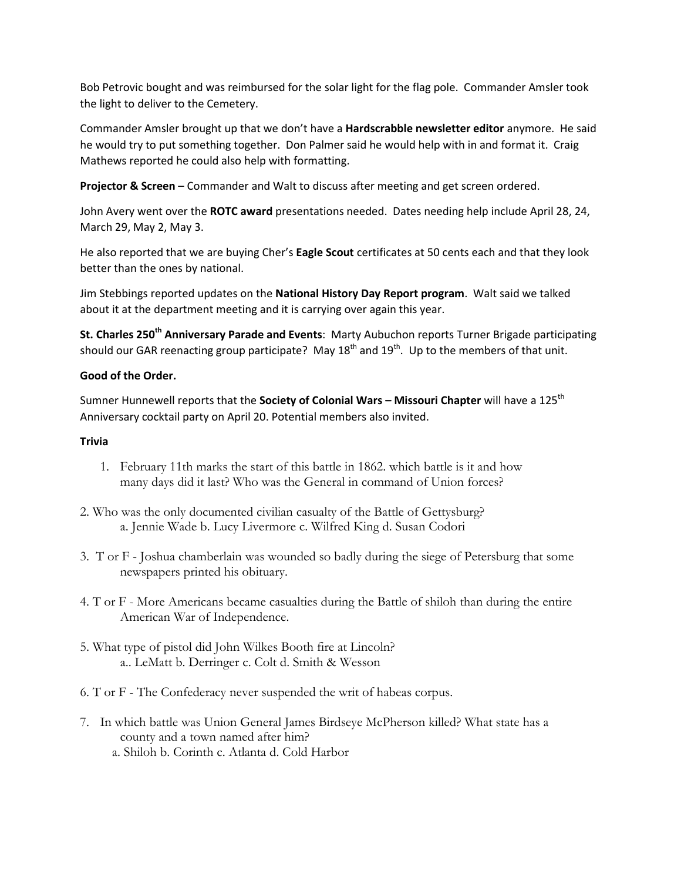Bob Petrovic bought and was reimbursed for the solar light for the flag pole. Commander Amsler took the light to deliver to the Cemetery.

Commander Amsler brought up that we don't have a **Hardscrabble newsletter editor** anymore. He said he would try to put something together. Don Palmer said he would help with in and format it. Craig Mathews reported he could also help with formatting.

**Projector & Screen** – Commander and Walt to discuss after meeting and get screen ordered.

John Avery went over the **ROTC award** presentations needed. Dates needing help include April 28, 24, March 29, May 2, May 3.

He also reported that we are buying Cher's **Eagle Scout** certificates at 50 cents each and that they look better than the ones by national.

Jim Stebbings reported updates on the **National History Day Report program**. Walt said we talked about it at the department meeting and it is carrying over again this year.

**St. Charles 250th Anniversary Parade and Events**: Marty Aubuchon reports Turner Brigade participating should our GAR reenacting group participate? May 18th and 19th. Up to the members of that unit.

**Good of the Order.**

Sumner Hunnewell reports that the **Society of Colonial Wars – Missouri Chapter** will have a 125th Anniversary cocktail party on April 20. Potential members also invited.

**Trivia**

1. February 11th marks the start of this battle in 1862. which battle is it and how many days did it last? Who was the General in command of Union forces?

2. Who was the only documented civilian casualty of the Battle of Gettysburg?
   a. Jennie Wade b. Lucy Livermore c. Wilfred King d. Susan Codori

3. T or F - Joshua chamberlain was wounded so badly during the siege of Petersburg that some newspapers printed his obituary.

4. T or F - More Americans became casualties during the Battle of shiloh than during the entire American War of Independence.

5. What type of pistol did John Wilkes Booth fire at Lincoln?
   a.. LeMatt b. Derringer c. Colt d. Smith & Wesson

6. T or F - The Confederacy never suspended the writ of habeas corpus.

7. In which battle was Union General James Birdseye McPherson killed? What state has a county and a town named after him?
   a. Shiloh b. Corinth c. Atlanta d. Cold Harbor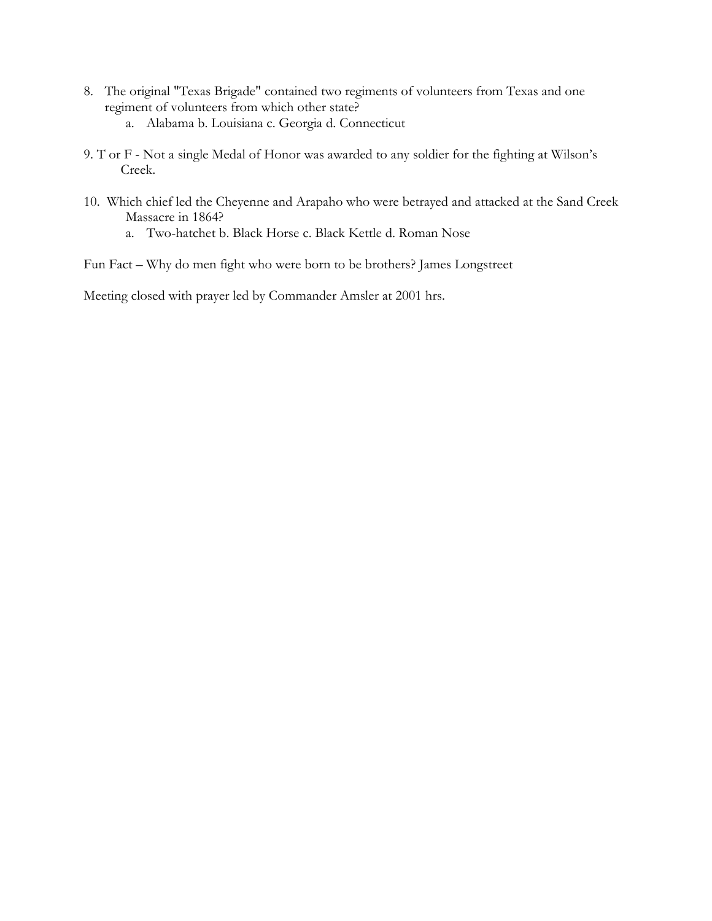8. The original "Texas Brigade" contained two regiments of volunteers from Texas and one regiment of volunteers from which other state?
    a. Alabama b. Louisiana c. Georgia d. Connecticut

9. T or F - Not a single Medal of Honor was awarded to any soldier for the fighting at Wilson's Creek.

10. Which chief led the Cheyenne and Arapaho who were betrayed and attacked at the Sand Creek Massacre in 1864?
    a. Two-hatchet b. Black Horse c. Black Kettle d. Roman Nose

Fun Fact – Why do men fight who were born to be brothers? James Longstreet

Meeting closed with prayer led by Commander Amsler at 2001 hrs.